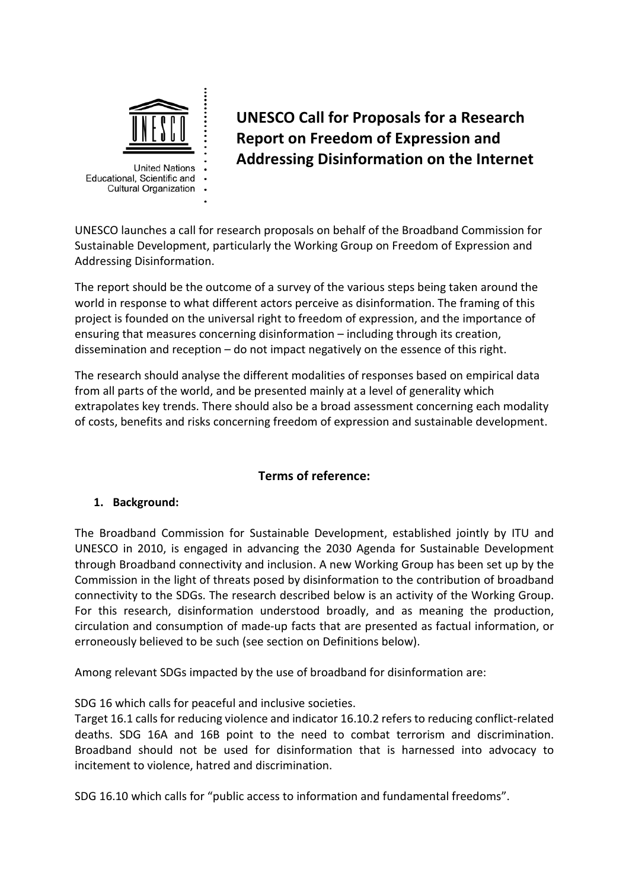United Nations Educational, Scientific and Cultural Organization

# UNESCO Call for Proposals for a Research Report on Freedom of Expression and Addressing Disinformation on the Internet

UNESCO launches a call for research proposals on behalf of the Broadband Commission for Sustainable Development, particularly the Working Group on Freedom of Expression and Addressing Disinformation.

The report should be the outcome of a survey of the various steps being taken around the world in response to what different actors perceive as disinformation. The framing of this project is founded on the universal right to freedom of expression, and the importance of ensuring that measures concerning disinformation – including through its creation, dissemination and reception – do not impact negatively on the essence of this right.

The research should analyse the different modalities of responses based on empirical data from all parts of the world, and be presented mainly at a level of generality which extrapolates key trends. There should also be a broad assessment concerning each modality of costs, benefits and risks concerning freedom of expression and sustainable development.

## Terms of reference:

### 1. Background:

The Broadband Commission for Sustainable Development, established jointly by ITU and UNESCO in 2010, is engaged in advancing the 2030 Agenda for Sustainable Development through Broadband connectivity and inclusion. A new Working Group has been set up by the Commission in the light of threats posed by disinformation to the contribution of broadband connectivity to the SDGs. The research described below is an activity of the Working Group. For this research, disinformation understood broadly, and as meaning the production, circulation and consumption of made-up facts that are presented as factual information, or erroneously believed to be such (see section on Definitions below).

Among relevant SDGs impacted by the use of broadband for disinformation are:

SDG 16 which calls for peaceful and inclusive societies.
Target 16.1 calls for reducing violence and indicator 16.10.2 refers to reducing conflict-related deaths. SDG 16A and 16B point to the need to combat terrorism and discrimination. Broadband should not be used for disinformation that is harnessed into advocacy to incitement to violence, hatred and discrimination.

SDG 16.10 which calls for "public access to information and fundamental freedoms".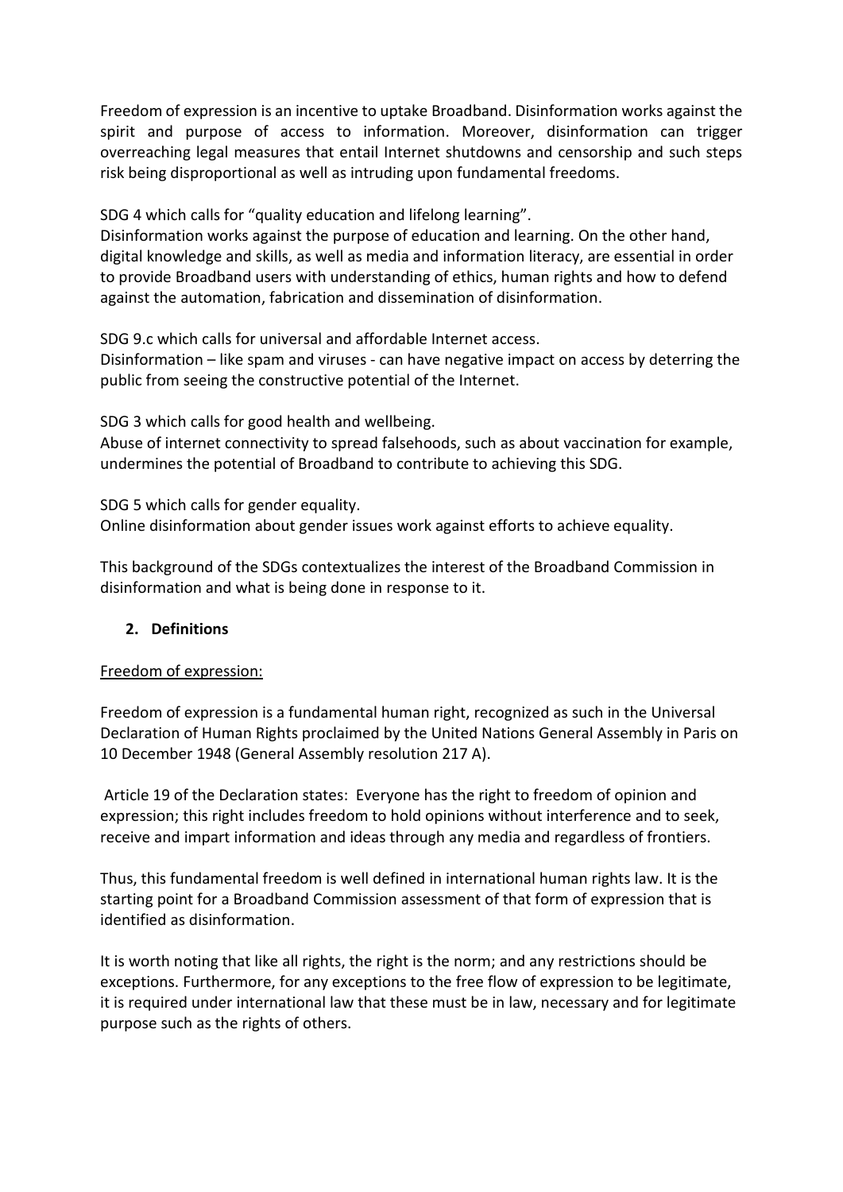Freedom of expression is an incentive to uptake Broadband. Disinformation works against the spirit and purpose of access to information. Moreover, disinformation can trigger overreaching legal measures that entail Internet shutdowns and censorship and such steps risk being disproportional as well as intruding upon fundamental freedoms.

SDG 4 which calls for "quality education and lifelong learning".
Disinformation works against the purpose of education and learning. On the other hand, digital knowledge and skills, as well as media and information literacy, are essential in order to provide Broadband users with understanding of ethics, human rights and how to defend against the automation, fabrication and dissemination of disinformation.

SDG 9.c which calls for universal and affordable Internet access.
Disinformation – like spam and viruses - can have negative impact on access by deterring the public from seeing the constructive potential of the Internet.

SDG 3 which calls for good health and wellbeing.
Abuse of internet connectivity to spread falsehoods, such as about vaccination for example, undermines the potential of Broadband to contribute to achieving this SDG.

SDG 5 which calls for gender equality.
Online disinformation about gender issues work against efforts to achieve equality.

This background of the SDGs contextualizes the interest of the Broadband Commission in disinformation and what is being done in response to it.

## 2. Definitions

Freedom of expression:

Freedom of expression is a fundamental human right, recognized as such in the Universal Declaration of Human Rights proclaimed by the United Nations General Assembly in Paris on 10 December 1948 (General Assembly resolution 217 A).

Article 19 of the Declaration states: Everyone has the right to freedom of opinion and expression; this right includes freedom to hold opinions without interference and to seek, receive and impart information and ideas through any media and regardless of frontiers.

Thus, this fundamental freedom is well defined in international human rights law. It is the starting point for a Broadband Commission assessment of that form of expression that is identified as disinformation.

It is worth noting that like all rights, the right is the norm; and any restrictions should be exceptions. Furthermore, for any exceptions to the free flow of expression to be legitimate, it is required under international law that these must be in law, necessary and for legitimate purpose such as the rights of others.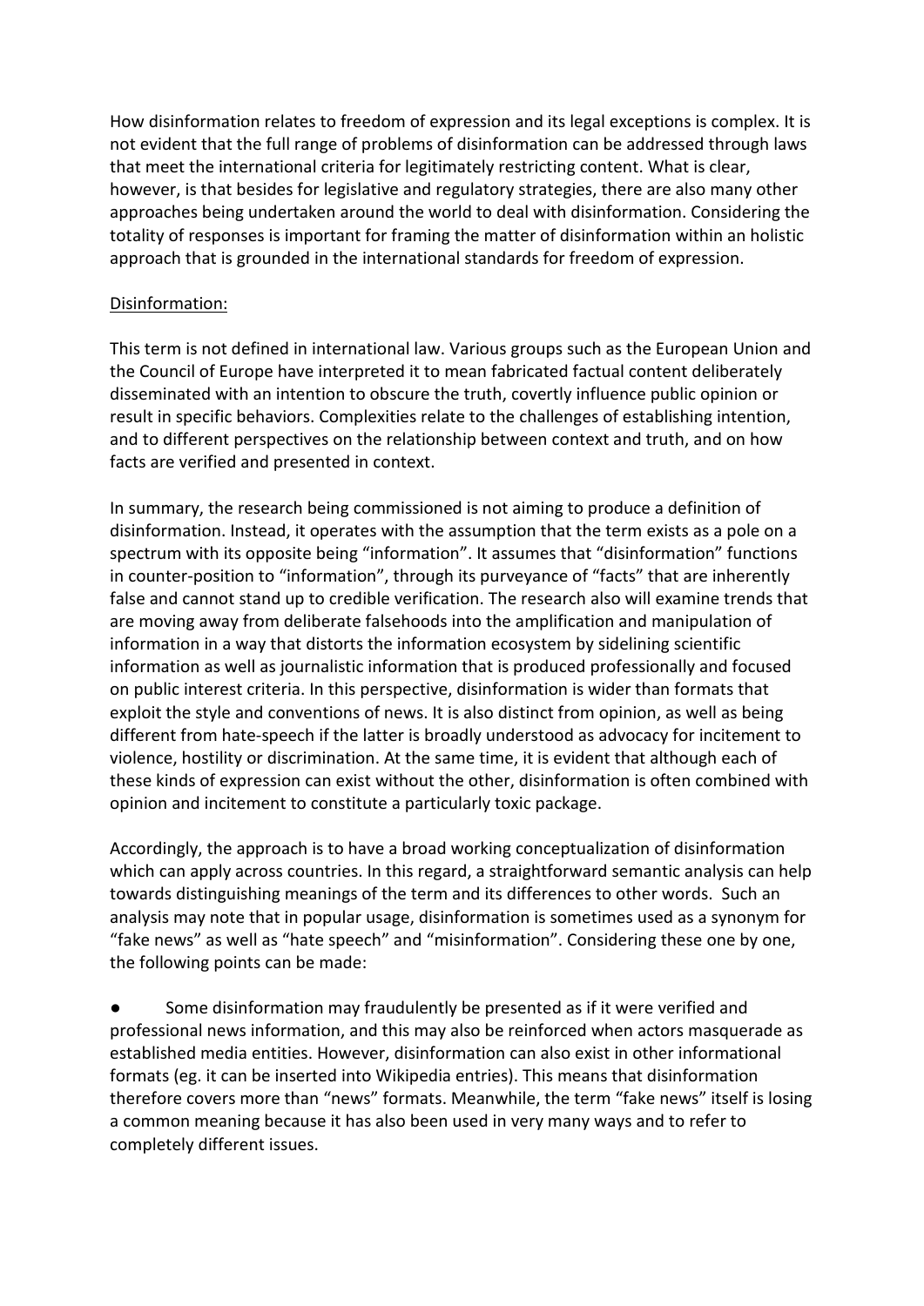How disinformation relates to freedom of expression and its legal exceptions is complex. It is not evident that the full range of problems of disinformation can be addressed through laws that meet the international criteria for legitimately restricting content. What is clear, however, is that besides for legislative and regulatory strategies, there are also many other approaches being undertaken around the world to deal with disinformation. Considering the totality of responses is important for framing the matter of disinformation within an holistic approach that is grounded in the international standards for freedom of expression.

<u>Disinformation:</u>

This term is not defined in international law. Various groups such as the European Union and the Council of Europe have interpreted it to mean fabricated factual content deliberately disseminated with an intention to obscure the truth, covertly influence public opinion or result in specific behaviors. Complexities relate to the challenges of establishing intention, and to different perspectives on the relationship between context and truth, and on how facts are verified and presented in context.

In summary, the research being commissioned is not aiming to produce a definition of disinformation. Instead, it operates with the assumption that the term exists as a pole on a spectrum with its opposite being "information". It assumes that "disinformation" functions in counter-position to "information", through its purveyance of "facts" that are inherently false and cannot stand up to credible verification. The research also will examine trends that are moving away from deliberate falsehoods into the amplification and manipulation of information in a way that distorts the information ecosystem by sidelining scientific information as well as journalistic information that is produced professionally and focused on public interest criteria. In this perspective, disinformation is wider than formats that exploit the style and conventions of news. It is also distinct from opinion, as well as being different from hate-speech if the latter is broadly understood as advocacy for incitement to violence, hostility or discrimination. At the same time, it is evident that although each of these kinds of expression can exist without the other, disinformation is often combined with opinion and incitement to constitute a particularly toxic package.

Accordingly, the approach is to have a broad working conceptualization of disinformation which can apply across countries. In this regard, a straightforward semantic analysis can help towards distinguishing meanings of the term and its differences to other words. Such an analysis may note that in popular usage, disinformation is sometimes used as a synonym for "fake news" as well as "hate speech" and "misinformation". Considering these one by one, the following points can be made:

- Some disinformation may fraudulently be presented as if it were verified and professional news information, and this may also be reinforced when actors masquerade as established media entities. However, disinformation can also exist in other informational formats (eg. it can be inserted into Wikipedia entries). This means that disinformation therefore covers more than "news" formats. Meanwhile, the term "fake news" itself is losing a common meaning because it has also been used in very many ways and to refer to completely different issues.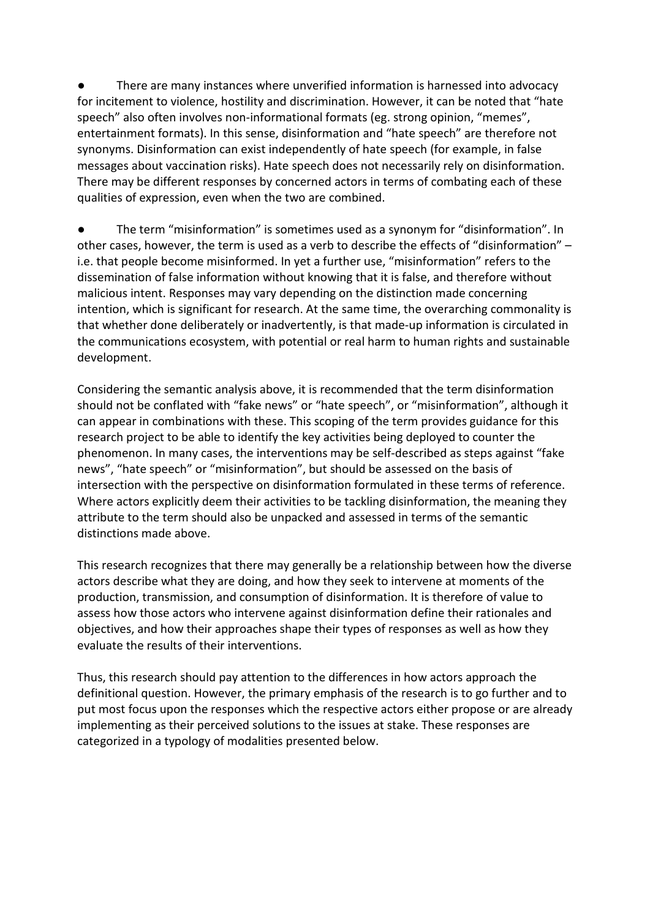- There are many instances where unverified information is harnessed into advocacy for incitement to violence, hostility and discrimination. However, it can be noted that "hate speech" also often involves non-informational formats (eg. strong opinion, "memes", entertainment formats). In this sense, disinformation and "hate speech" are therefore not synonyms. Disinformation can exist independently of hate speech (for example, in false messages about vaccination risks). Hate speech does not necessarily rely on disinformation. There may be different responses by concerned actors in terms of combating each of these qualities of expression, even when the two are combined.

- The term "misinformation" is sometimes used as a synonym for "disinformation". In other cases, however, the term is used as a verb to describe the effects of "disinformation" – i.e. that people become misinformed. In yet a further use, "misinformation" refers to the dissemination of false information without knowing that it is false, and therefore without malicious intent. Responses may vary depending on the distinction made concerning intention, which is significant for research. At the same time, the overarching commonality is that whether done deliberately or inadvertently, is that made-up information is circulated in the communications ecosystem, with potential or real harm to human rights and sustainable development.

Considering the semantic analysis above, it is recommended that the term disinformation should not be conflated with "fake news" or "hate speech", or "misinformation", although it can appear in combinations with these. This scoping of the term provides guidance for this research project to be able to identify the key activities being deployed to counter the phenomenon. In many cases, the interventions may be self-described as steps against "fake news", "hate speech" or "misinformation", but should be assessed on the basis of intersection with the perspective on disinformation formulated in these terms of reference. Where actors explicitly deem their activities to be tackling disinformation, the meaning they attribute to the term should also be unpacked and assessed in terms of the semantic distinctions made above.

This research recognizes that there may generally be a relationship between how the diverse actors describe what they are doing, and how they seek to intervene at moments of the production, transmission, and consumption of disinformation. It is therefor of value to assess how those actors who intervene against disinformation define their rationales and objectives, and how their approaches shape their types of responses as well as how they evaluate the results of their interventions.

Thus, this research should pay attention to the differences in how actors approach the definitional question. However, the primary emphasis of the research is to go further and to put most focus upon the responses which the respective actors either propose or are already implementing as their perceived solutions to the issues at stake. These responses are categorized in a typology of modalities presented below.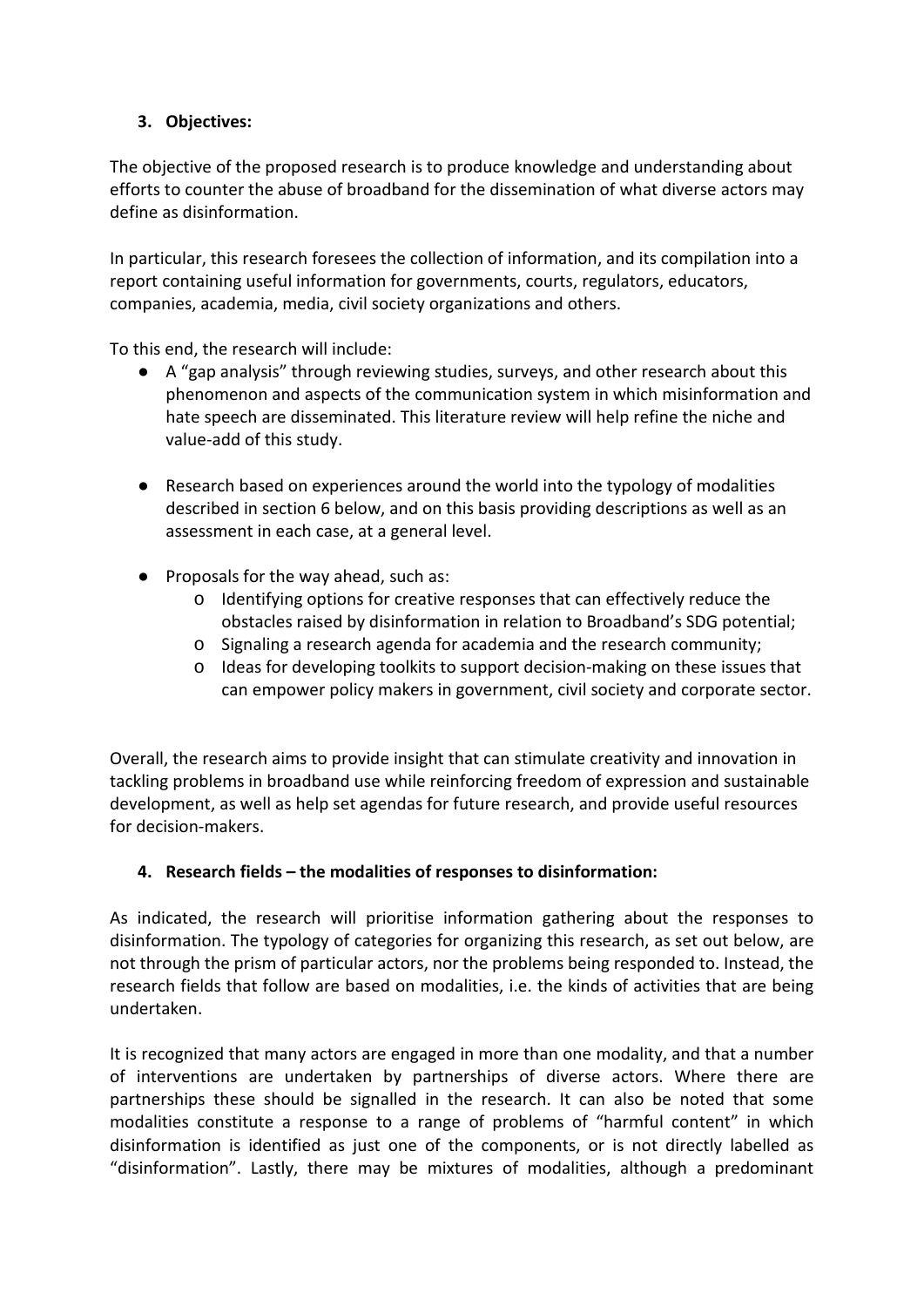## 3. Objectives:

The objective of the proposed research is to produce knowledge and understanding about efforts to counter the abuse of broadband for the dissemination of what diverse actors may define as disinformation.

In particular, this research foresees the collection of information, and its compilation into a report containing useful information for governments, courts, regulators, educators, companies, academia, media, civil society organizations and others.

To this end, the research will include:

- A "gap analysis" through reviewing studies, surveys, and other research about this phenomenon and aspects of the communication system in which misinformation and hate speech are disseminated. This literature review will help refine the niche and value-add of this study.
- Research based on experiences around the world into the typology of modalities described in section 6 below, and on this basis providing descriptions as well as an assessment in each case, at a general level.
- Proposals for the way ahead, such as:
  - Identifying options for creative responses that can effectively reduce the obstacles raised by disinformation in relation to Broadband's SDG potential;
  - Signaling a research agenda for academia and the research community;
  - Ideas for developing toolkits to support decision-making on these issues that can empower policy makers in government, civil society and corporate sector.

Overall, the research aims to provide insight that can stimulate creativity and innovation in tackling problems in broadband use while reinforcing freedom of expression and sustainable development, as well as help set agendas for future research, and provide useful resources for decision-makers.

## 4. Research fields – the modalities of responses to disinformation:

As indicated, the research will prioritise information gathering about the responses to disinformation. The typology of categories for organizing this research, as set out below, are not through the prism of particular actors, nor the problems being responded to. Instead, the research fields that follow are based on modalities, i.e. the kinds of activities that are being undertaken.

It is recognized that many actors are engaged in more than one modality, and that a number of interventions are undertaken by partnerships of diverse actors. Where there are partnerships these should be signalled in the research. It can also be noted that some modalities constitute a response to a range of problems of "harmful content" in which disinformation is identified as just one of the components, or is not directly labelled as "disinformation". Lastly, there may be mixtures of modalities, although a predominant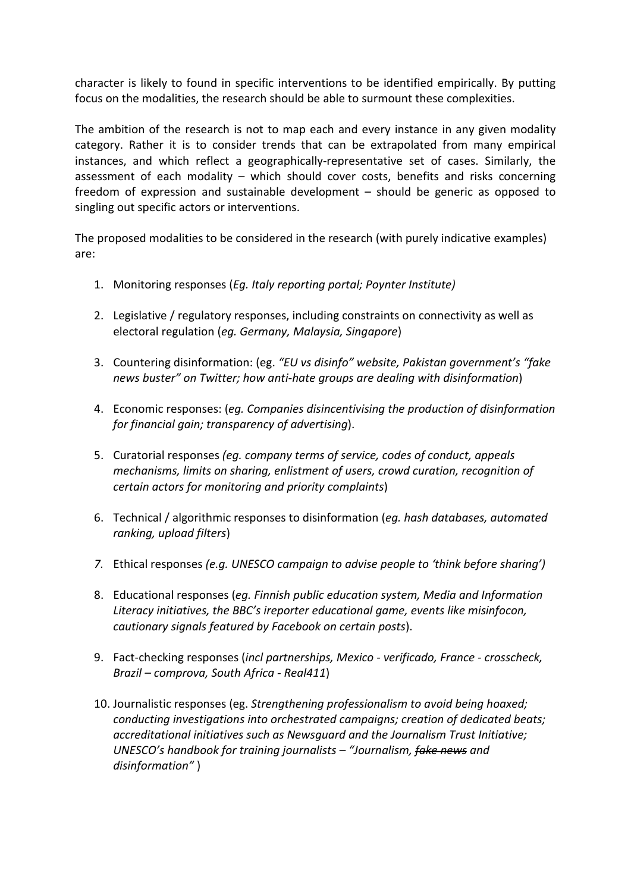character is likely to found in specific interventions to be identified empirically. By putting focus on the modalities, the research should be able to surmount these complexities.

The ambition of the research is not to map each and every instance in any given modality category. Rather it is to consider trends that can be extrapolated from many empirical instances, and which reflect a geographically-representative set of cases. Similarly, the assessment of each modality – which should cover costs, benefits and risks concerning freedom of expression and sustainable development – should be generic as opposed to singling out specific actors or interventions.

The proposed modalities to be considered in the research (with purely indicative examples) are:

1. Monitoring responses (*Eg. Italy reporting portal; Poynter Institute)*
2. Legislative / regulatory responses, including constraints on connectivity as well as electoral regulation (*eg. Germany, Malaysia, Singapore*)
3. Countering disinformation: (eg. *"EU vs disinfo" website, Pakistan government's "fake news buster" on Twitter; how anti-hate groups are dealing with disinformation*)
4. Economic responses: (*eg. Companies disincentivising the production of disinformation for financial gain; transparency of advertising*).
5. Curatorial responses *(eg. company terms of service, codes of conduct, appeals mechanisms, limits on sharing, enlistment of users, crowd curation, recognition of certain actors for monitoring and priority complaints*)
6. Technical / algorithmic responses to disinformation (*eg. hash databases, automated ranking, upload filters*)
7. Ethical responses *(e.g. UNESCO campaign to advise people to 'think before sharing')*
8. Educational responses (*eg. Finnish public education system, Media and Information Literacy initiatives, the BBC's ireporter educational game, events like misinfocon, cautionary signals featured by Facebook on certain posts*).
9. Fact-checking responses (*incl partnerships, Mexico - verificado, France - crosscheck, Brazil – comprova, South Africa - Real411*)
10. Journalistic responses (eg. *Strengthening professionalism to avoid being hoaxed; conducting investigations into orchestrated campaigns; creation of dedicated beats; accreditational initiatives such as Newsguard and the Journalism Trust Initiative; UNESCO's handbook for training journalists – "Journalism, ~~fake news~~ and disinformation"* )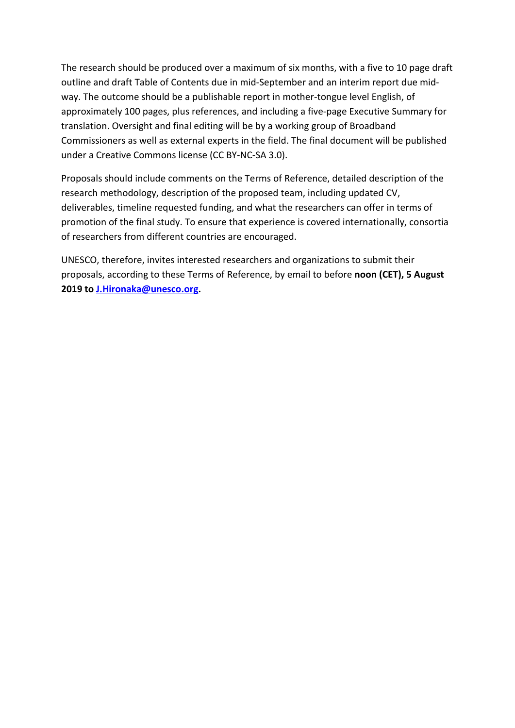The research should be produced over a maximum of six months, with a five to 10 page draft outline and draft Table of Contents due in mid-September and an interim report due mid-way. The outcome should be a publishable report in mother-tongue level English, of approximately 100 pages, plus references, and including a five-page Executive Summary for translation. Oversight and final editing will be by a working group of Broadband Commissioners as well as external experts in the field. The final document will be published under a Creative Commons license (CC BY-NC-SA 3.0).

Proposals should include comments on the Terms of Reference, detailed description of the research methodology, description of the proposed team, including updated CV, deliverables, timeline requested funding, and what the researchers can offer in terms of promotion of the final study. To ensure that experience is covered internationally, consortia of researchers from different countries are encouraged.

UNESCO, therefore, invites interested researchers and organizations to submit their proposals, according to these Terms of Reference, by email to before **noon (CET), 5 August 2019 to J.Hironaka@unesco.org.**